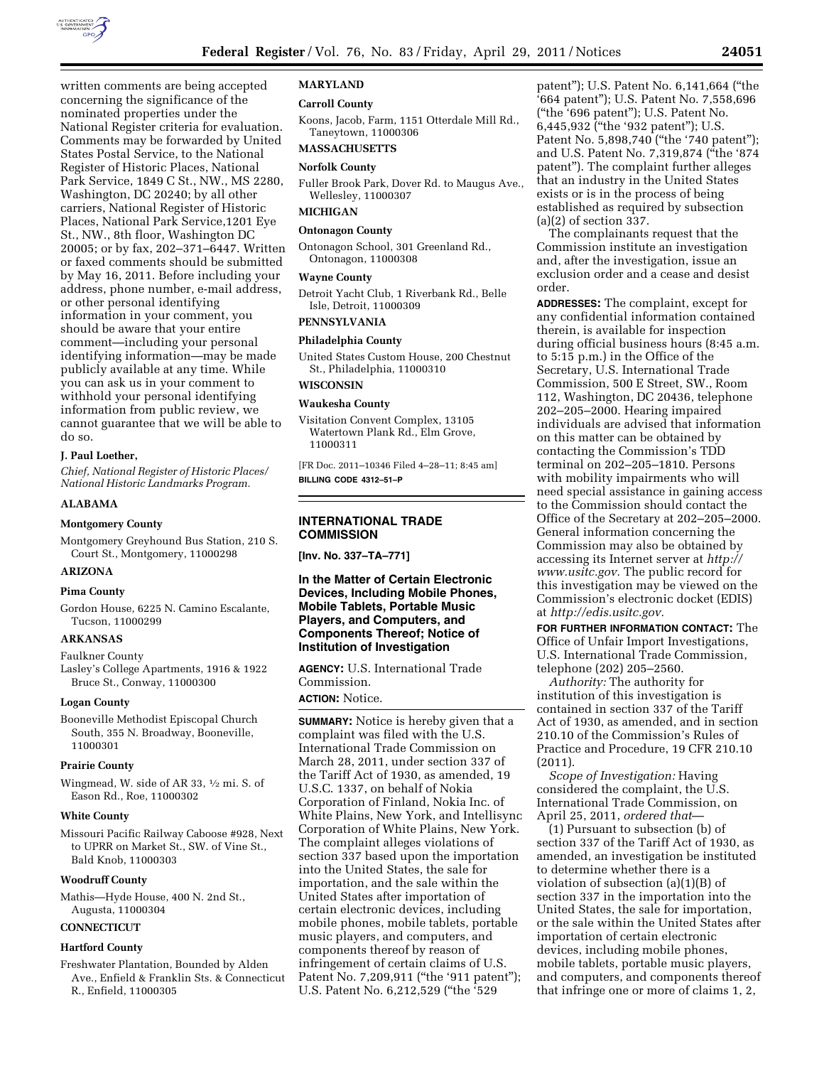written comments are being accepted concerning the significance of the nominated properties under the National Register criteria for evaluation. Comments may be forwarded by United States Postal Service, to the National Register of Historic Places, National Park Service, 1849 C St., NW., MS 2280, Washington, DC 20240; by all other carriers, National Register of Historic Places, National Park Service,1201 Eye St., NW., 8th floor, Washington DC 20005; or by fax, 202–371–6447. Written or faxed comments should be submitted by May 16, 2011. Before including your address, phone number, e-mail address, or other personal identifying information in your comment, you should be aware that your entire comment—including your personal identifying information—may be made publicly available at any time. While you can ask us in your comment to withhold your personal identifying information from public review, we cannot guarantee that we will be able to do so.

**J. Paul Loether,**

*Chief, National Register of Historic Places/ National Historic Landmarks Program.*

**ALABAMA**

**Montgomery County**

Montgomery Greyhound Bus Station, 210 S. Court St., Montgomery, 11000298

**ARIZONA**

**Pima County**

Gordon House, 6225 N. Camino Escalante, Tucson, 11000299

**ARKANSAS**

Faulkner County

Lasley's College Apartments, 1916 & 1922 Bruce St., Conway, 11000300

**Logan County**

Booneville Methodist Episcopal Church South, 355 N. Broadway, Booneville, 11000301

**Prairie County**

Wingmead, W. side of AR 33, ½ mi. S. of Eason Rd., Roe, 11000302

**White County**

Missouri Pacific Railway Caboose #928, Next to UPRR on Market St., SW. of Vine St., Bald Knob, 11000303

**Woodruff County**

Mathis—Hyde House, 400 N. 2nd St., Augusta, 11000304

**CONNECTICUT**

**Hartford County**

Freshwater Plantation, Bounded by Alden Ave., Enfield & Franklin Sts. & Connecticut R., Enfield, 11000305

**MARYLAND**

**Carroll County**

Koons, Jacob, Farm, 1151 Otterdale Mill Rd., Taneytown, 11000306

**MASSACHUSETTS**

**Norfolk County**

Fuller Brook Park, Dover Rd. to Maugus Ave., Wellesley, 11000307

**MICHIGAN**

**Ontonagon County**

Ontonagon School, 301 Greenland Rd., Ontonagon, 11000308

**Wayne County**

Detroit Yacht Club, 1 Riverbank Rd., Belle Isle, Detroit, 11000309

**PENNSYLVANIA**

**Philadelphia County**

United States Custom House, 200 Chestnut St., Philadelphia, 11000310

**WISCONSIN**

**Waukesha County**

Visitation Convent Complex, 13105 Watertown Plank Rd., Elm Grove, 11000311

[FR Doc. 2011–10346 Filed 4–28–11; 8:45 am]

**BILLING CODE 4312–51–P**

## INTERNATIONAL TRADE COMMISSION

**[Inv. No. 337–TA–771]**

## In the Matter of Certain Electronic Devices, Including Mobile Phones, Mobile Tablets, Portable Music Players, and Computers, and Components Thereof; Notice of Institution of Investigation

**AGENCY:** U.S. International Trade Commission.

**ACTION:** Notice.

**SUMMARY:** Notice is hereby given that a complaint was filed with the U.S. International Trade Commission on March 28, 2011, under section 337 of the Tariff Act of 1930, as amended, 19 U.S.C. 1337, on behalf of Nokia Corporation of Finland, Nokia Inc. of White Plains, New York, and Intellisync Corporation of White Plains, New York. The complaint alleges violations of section 337 based upon the importation into the United States, the sale for importation, and the sale within the United States after importation of certain electronic devices, including mobile phones, mobile tablets, portable music players, and computers, and components thereof by reason of infringement of certain claims of U.S. Patent No. 7,209,911 ("the '911 patent"); U.S. Patent No. 6,212,529 ("the '529 patent"); U.S. Patent No. 6,141,664 ("the '664 patent"); U.S. Patent No. 7,558,696 ("the '696 patent"); U.S. Patent No. 6,445,932 ("the '932 patent"); U.S. Patent No. 5,898,740 ("the '740 patent"); and U.S. Patent No. 7,319,874 ("the '874 patent"). The complaint further alleges that an industry in the United States exists or is in the process of being established as required by subsection (a)(2) of section 337.

The complainants request that the Commission institute an investigation and, after the investigation, issue an exclusion order and a cease and desist order.

**ADDRESSES:** The complaint, except for any confidential information contained therein, is available for inspection during official business hours (8:45 a.m. to 5:15 p.m.) in the Office of the Secretary, U.S. International Trade Commission, 500 E Street, SW., Room 112, Washington, DC 20436, telephone 202–205–2000. Hearing impaired individuals are advised that information on this matter can be obtained by contacting the Commission's TDD terminal on 202–205–1810. Persons with mobility impairments who will need special assistance in gaining access to the Commission should contact the Office of the Secretary at 202–205–2000. General information concerning the Commission may also be obtained by accessing its Internet server at *http://www.usitc.gov.* The public record for this investigation may be viewed on the Commission's electronic docket (EDIS) at *http://edis.usitc.gov.*

**FOR FURTHER INFORMATION CONTACT:** The Office of Unfair Import Investigations, U.S. International Trade Commission, telephone (202) 205–2560.

*Authority:* The authority for institution of this investigation is contained in section 337 of the Tariff Act of 1930, as amended, and in section 210.10 of the Commission's Rules of Practice and Procedure, 19 CFR 210.10 (2011).

*Scope of Investigation:* Having considered the complaint, the U.S. International Trade Commission, on April 25, 2011, *ordered that*—

(1) Pursuant to subsection (b) of section 337 of the Tariff Act of 1930, as amended, an investigation be instituted to determine whether there is a violation of subsection (a)(1)(B) of section 337 in the importation into the United States, the sale for importation, or the sale within the United States after importation of certain electronic devices, including mobile phones, mobile tablets, portable music players, and computers, and components thereof that infringe one or more of claims 1, 2,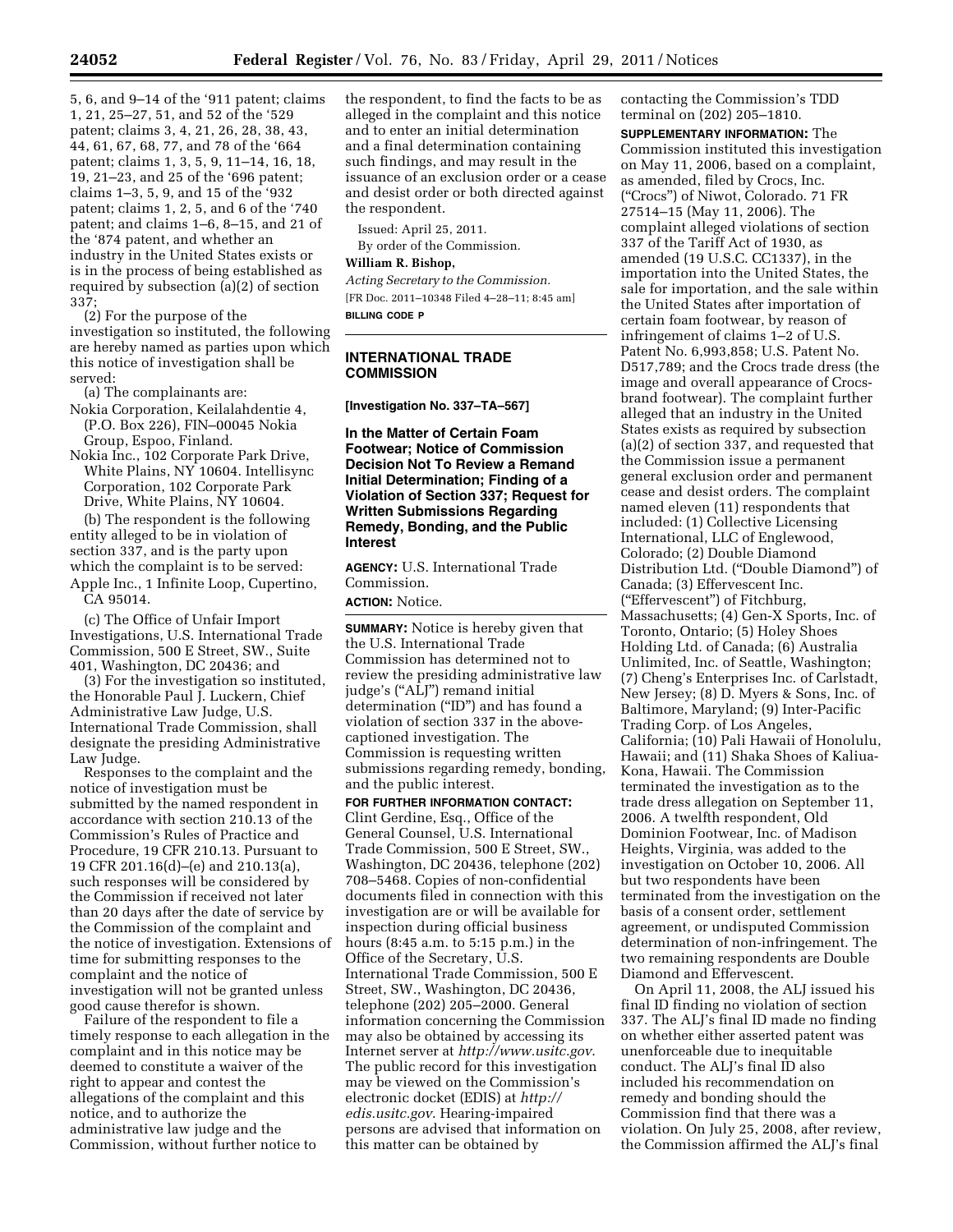5, 6, and 9–14 of the '911 patent; claims 1, 21, 25–27, 51, and 52 of the '529 patent; claims 3, 4, 21, 26, 28, 38, 43, 44, 61, 67, 68, 77, and 78 of the '664 patent; claims 1, 3, 5, 9, 11–14, 16, 18, 19, 21–23, and 25 of the '696 patent; claims 1–3, 5, 9, and 15 of the '932 patent; claims 1, 2, 5, and 6 of the '740 patent; and claims 1–6, 8–15, and 21 of the '874 patent, and whether an industry in the United States exists or is in the process of being established as required by subsection (a)(2) of section 337;

(2) For the purpose of the investigation so instituted, the following are hereby named as parties upon which this notice of investigation shall be served:

(a) The complainants are:

Nokia Corporation, Keilalahdentie 4, (P.O. Box 226), FIN–00045 Nokia Group, Espoo, Finland.

Nokia Inc., 102 Corporate Park Drive, White Plains, NY 10604. Intellisync Corporation, 102 Corporate Park Drive, White Plains, NY 10604.

(b) The respondent is the following entity alleged to be in violation of section 337, and is the party upon which the complaint is to be served:

Apple Inc., 1 Infinite Loop, Cupertino, CA 95014.

(c) The Office of Unfair Import Investigations, U.S. International Trade Commission, 500 E Street, SW., Suite 401, Washington, DC 20436; and

(3) For the investigation so instituted, the Honorable Paul J. Luckern, Chief Administrative Law Judge, U.S. International Trade Commission, shall designate the presiding Administrative Law Judge.

Responses to the complaint and the notice of investigation must be submitted by the named respondent in accordance with section 210.13 of the Commission's Rules of Practice and Procedure, 19 CFR 210.13. Pursuant to 19 CFR 201.16(d)–(e) and 210.13(a), such responses will be considered by the Commission if received not later than 20 days after the date of service by the Commission of the complaint and the notice of investigation. Extensions of time for submitting responses to the complaint and the notice of investigation will not be granted unless good cause therefor is shown.

Failure of the respondent to file a timely response to each allegation in the complaint and in this notice may be deemed to constitute a waiver of the right to appear and contest the allegations of the complaint and this notice, and to authorize the administrative law judge and the Commission, without further notice to the respondent, to find the facts to be as alleged in the complaint and this notice and to enter an initial determination and a final determination containing such findings, and may result in the issuance of an exclusion order or a cease and desist order or both directed against the respondent.

Issued: April 25, 2011.

By order of the Commission.

**William R. Bishop,**

*Acting Secretary to the Commission.*

[FR Doc. 2011–10348 Filed 4–28–11; 8:45 am]

**BILLING CODE P**

## INTERNATIONAL TRADE COMMISSION

**[Investigation No. 337–TA–567]**

## In the Matter of Certain Foam Footwear; Notice of Commission Decision Not To Review a Remand Initial Determination; Finding of a Violation of Section 337; Request for Written Submissions Regarding Remedy, Bonding, and the Public Interest

**AGENCY:** U.S. International Trade Commission.

**ACTION:** Notice.

**SUMMARY:** Notice is hereby given that the U.S. International Trade Commission has determined not to review the presiding administrative law judge's ("ALJ") remand initial determination ("ID") and has found a violation of section 337 in the above-captioned investigation. The Commission is requesting written submissions regarding remedy, bonding, and the public interest.

**FOR FURTHER INFORMATION CONTACT:** Clint Gerdine, Esq., Office of the General Counsel, U.S. International Trade Commission, 500 E Street, SW., Washington, DC 20436, telephone (202) 708–5468. Copies of non-confidential documents filed in connection with this investigation are or will be available for inspection during official business hours (8:45 a.m. to 5:15 p.m.) in the Office of the Secretary, U.S. International Trade Commission, 500 E Street, SW., Washington, DC 20436, telephone (202) 205–2000. General information concerning the Commission may also be obtained by accessing its Internet server at *http://www.usitc.gov*. The public record for this investigation may be viewed on the Commission's electronic docket (EDIS) at *http://edis.usitc.gov*. Hearing-impaired persons are advised that information on this matter can be obtained by contacting the Commission's TDD terminal on (202) 205–1810.

**SUPPLEMENTARY INFORMATION:** The Commission instituted this investigation on May 11, 2006, based on a complaint, as amended, filed by Crocs, Inc. ("Crocs") of Niwot, Colorado. 71 FR 27514–15 (May 11, 2006). The complaint alleged violations of section 337 of the Tariff Act of 1930, as amended (19 U.S.C. CC1337), in the importation into the United States, the sale for importation, and the sale within the United States after importation of certain foam footwear, by reason of infringement of claims 1–2 of U.S. Patent No. 6,993,858; U.S. Patent No. D517,789; and the Crocs trade dress (the image and overall appearance of Crocs-brand footwear). The complaint further alleged that an industry in the United States exists as required by subsection (a)(2) of section 337, and requested that the Commission issue a permanent general exclusion order and permanent cease and desist orders. The complaint named eleven (11) respondents that included: (1) Collective Licensing International, LLC of Englewood, Colorado; (2) Double Diamond Distribution Ltd. ("Double Diamond") of Canada; (3) Effervescent Inc. ("Effervescent") of Fitchburg, Massachusetts; (4) Gen-X Sports, Inc. of Toronto, Ontario; (5) Holey Shoes Holding Ltd. of Canada; (6) Australia Unlimited, Inc. of Seattle, Washington; (7) Cheng's Enterprises Inc. of Carlstadt, New Jersey; (8) D. Myers & Sons, Inc. of Baltimore, Maryland; (9) Inter-Pacific Trading Corp. of Los Angeles, California; (10) Pali Hawaii of Honolulu, Hawaii; and (11) Shaka Shoes of Kaliua-Kona, Hawaii. The Commission terminated the investigation as to the trade dress allegation on September 11, 2006. A twelfth respondent, Old Dominion Footwear, Inc. of Madison Heights, Virginia, was added to the investigation on October 10, 2006. All but two respondents have been terminated from the investigation on the basis of a consent order, settlement agreement, or undisputed Commission determination of non-infringement. The two remaining respondents are Double Diamond and Effervescent.

On April 11, 2008, the ALJ issued his final ID finding no violation of section 337. The ALJ's final ID made no finding on whether either asserted patent was unenforceable due to inequitable conduct. The ALJ's final ID also included his recommendation on remedy and bonding should the Commission find that there was a violation. On July 25, 2008, after review, the Commission affirmed the ALJ's final